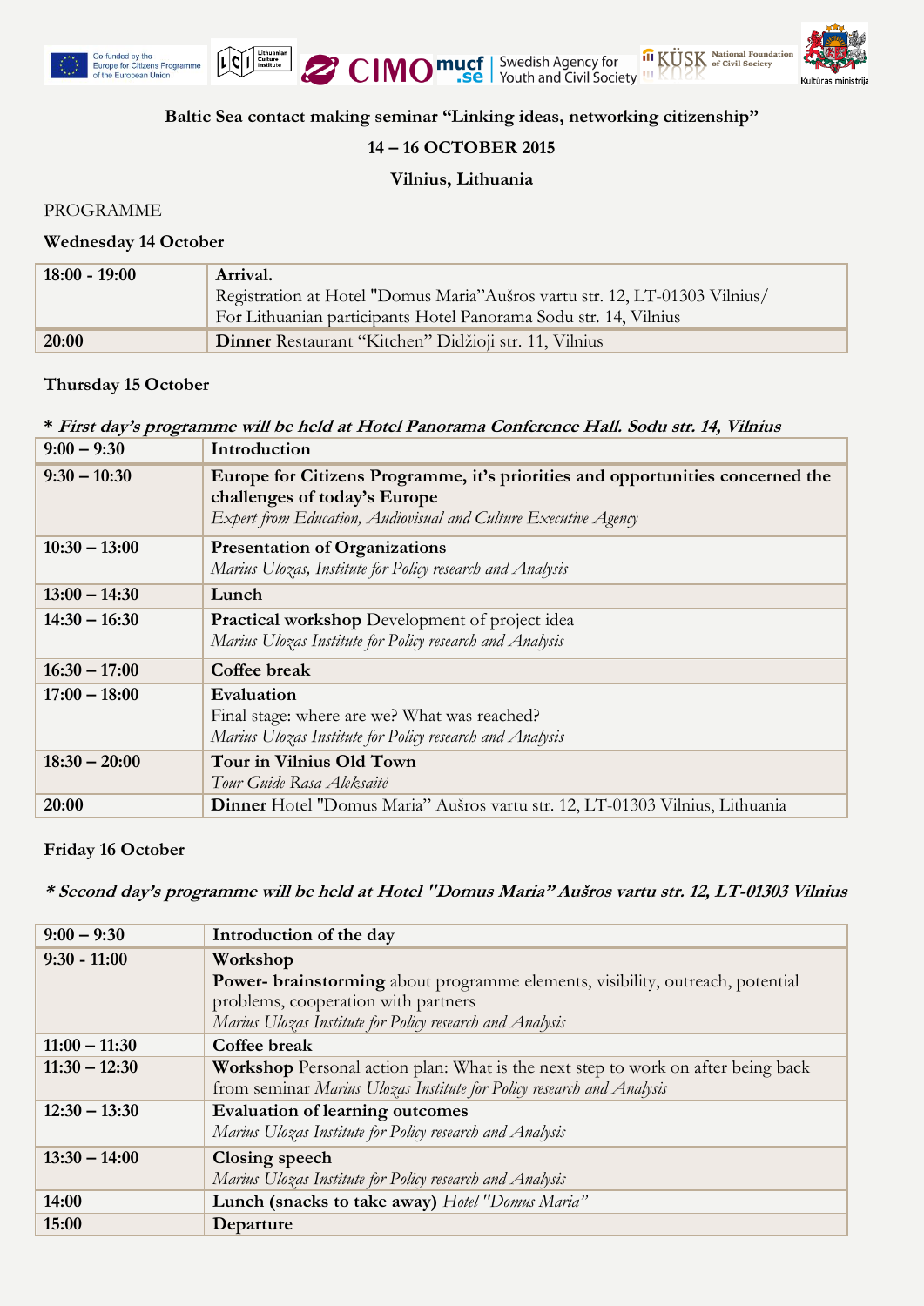**Baltic Sea contact making seminar "Linking ideas, networking citizenship"**

**14 – 16 OCTOBER 2015**

**Vilnius, Lithuania**

PROGRAMME

**Wednesday 14 October**

| | |
|---|---|
| 18:00 - 19:00 | **Arrival.** Registration at Hotel "Domus Maria"Aušros vartu str. 12, LT-01303 Vilnius/ For Lithuanian participants Hotel Panorama Sodu str. 14, Vilnius |
| **20:00** | **Dinner** Restaurant "Kitchen" Didžioji str. 11, Vilnius |

**Thursday 15 October**

***\* First day's programme will be held at Hotel Panorama Conference Hall. Sodu str. 14, Vilnius***

| | |
|---|---|
| 9:00 – 9:30 | **Introduction** |
| 9:30 – 10:30 | **Europe for Citizens Programme, it's priorities and opportunities concerned the challenges of today's Europe** *Expert from Education, Audiovisual and Culture Executive Agency* |
| 10:30 – 13:00 | **Presentation of Organizations** *Marius Ulozas, Institute for Policy research and Analysis* |
| 13:00 – 14:30 | **Lunch** |
| 14:30 – 16:30 | **Practical workshop** Development of project idea *Marius Ulozas Institute for Policy research and Analysis* |
| 16:30 – 17:00 | **Coffee break** |
| 17:00 – 18:00 | **Evaluation** Final stage: where are we? What was reached? *Marius Ulozas Institute for Policy research and Analysis* |
| 18:30 – 20:00 | **Tour in Vilnius Old Town** *Tour Guide Rasa Aleksaitė* |
| 20:00 | **Dinner** Hotel "Domus Maria" Aušros vartu str. 12, LT-01303 Vilnius, Lithuania |

**Friday 16 October**

***\* Second day's programme will be held at Hotel "Domus Maria" Aušros vartu str. 12, LT-01303 Vilnius***

| | |
|---|---|
| 9:00 – 9:30 | **Introduction of the day** |
| 9:30 - 11:00 | **Workshop** **Power- brainstorming** about programme elements, visibility, outreach, potential problems, cooperation with partners *Marius Ulozas Institute for Policy research and Analysis* |
| 11:00 – 11:30 | **Coffee break** |
| 11:30 – 12:30 | **Workshop** Personal action plan: What is the next step to work on after being back from seminar *Marius Ulozas Institute for Policy research and Analysis* |
| 12:30 – 13:30 | **Evaluation of learning outcomes** *Marius Ulozas Institute for Policy research and Analysis* |
| 13:30 – 14:00 | **Closing speech** *Marius Ulozas Institute for Policy research and Analysis* |
| 14:00 | **Lunch (snacks to take away)** *Hotel "Domus Maria"* |
| 15:00 | **Departure** |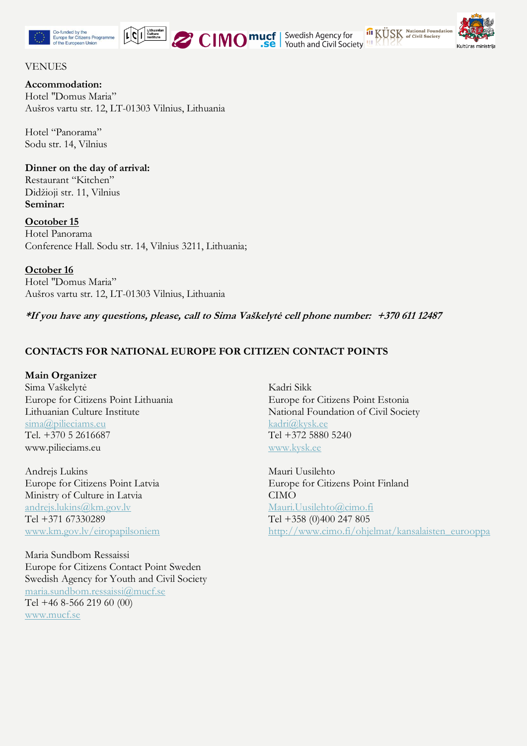VENUES

**Accommodation:**
Hotel "Domus Maria"
Aušros vartu str. 12, LT-01303 Vilnius, Lithuania

Hotel "Panorama"
Sodu str. 14, Vilnius

**Dinner on the day of arrival:**
Restaurant "Kitchen"
Didžioji str. 11, Vilnius
**Seminar:**

**Ocotober 15**
Hotel Panorama
Conference Hall. Sodu str. 14, Vilnius 3211, Lithuania;

**October 16**
Hotel "Domus Maria"
Aušros vartu str. 12, LT-01303 Vilnius, Lithuania

***If you have any questions, please, call to Sima Vaškelytė cell phone number: +370 611 12487**

**CONTACTS FOR NATIONAL EUROPE FOR CITIZEN CONTACT POINTS**

**Main Organizer**
Sima Vaškelytė
Europe for Citizens Point Lithuania
Lithuanian Culture Institute
sima@piliečiams.eu
Tel. +370 5 2616687
www.piliečiams.eu

Kadri Sikk
Europe for Citizens Point Estonia
National Foundation of Civil Society
kadri@kysk.ee
Tel +372 5880 5240
www.kysk.ee

Andrejs Lukins
Europe for Citizens Point Latvia
Ministry of Culture in Latvia
andrejs.lukins@km.gov.lv
Tel +371 67330289
www.km.gov.lv/eiropapilsoniem

Mauri Uusilehto
Europe for Citizens Point Finland
CIMO
Mauri.Uusilehto@cimo.fi
Tel +358 (0)400 247 805
http://www.cimo.fi/ohjelmat/kansalaisten_eurooppa

Maria Sundbom Ressaissi
Europe for Citizens Contact Point Sweden
Swedish Agency for Youth and Civil Society
maria.sundbom.ressaissi@mucf.se
Tel +46 8-566 219 60 (00)
www.mucf.se